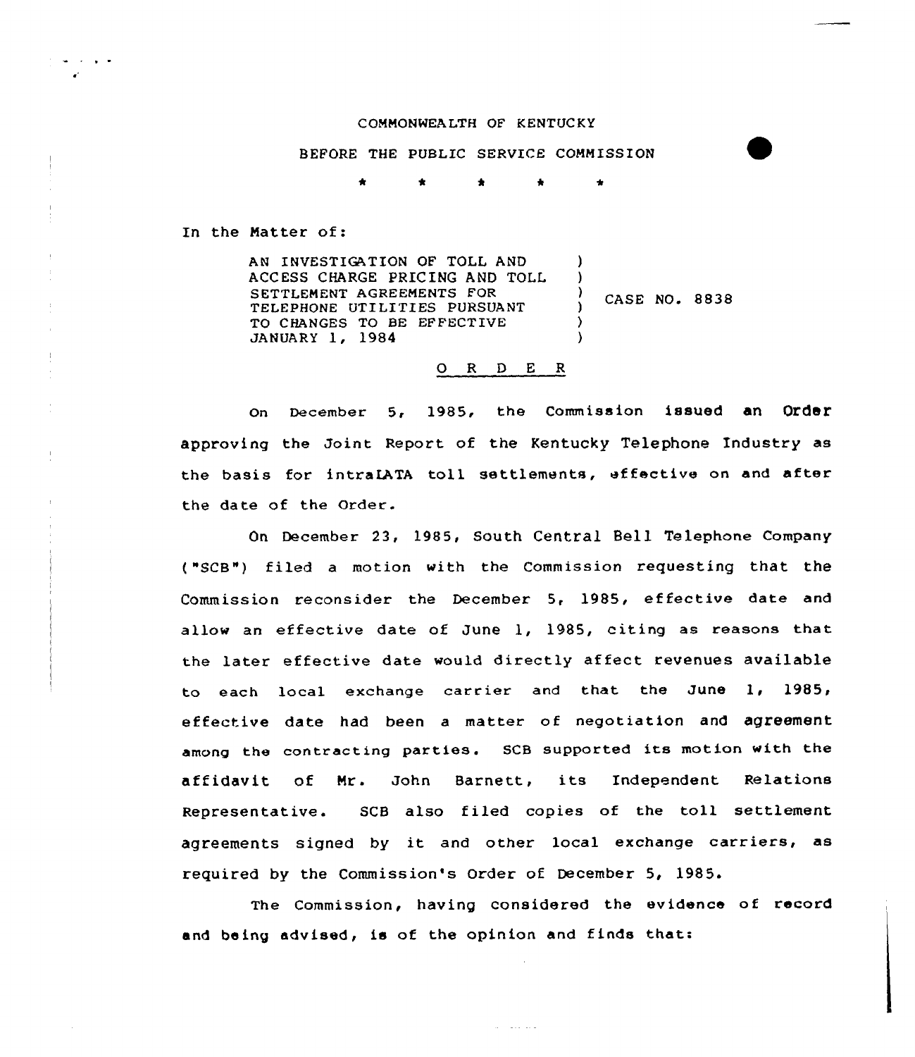COMMONWEALTH OF KENTUCKY

BEFORE THE PUBLIC SERVICE COMMISSION

\* \* \* \* \*

In the Matter of:

AN INVESTIGATION OF TOLL AND ACCESS CHARGE PRICING AND TOLL SETTLEMENT AGREEMENTS FOR TELEPHONE UTILITIES PURSUANT TO CHANGES TO BE EFFECTIVE JANUARY 1, 1984 ) CASE NO. 8838

O R D E R

On December 5, 1985, the Commission issued an Order approving the Joint Report of the Kentucky Telephone Industry as the basis for intraLATA toll settlements, effective on and after the date of the Order.

On December 23, 1985, South Central Bell Telephone Company ("SCB") filed a motion with the Commission requesting that the Commission reconsider the December 5, 1985, effective date and allow an effective date of June 1, 1985, citing as reasons that the later effective date would directly affect revenues available to each local exchange carrier and that the June 1, 1985, effective date had been a matter of negotiation and agreement among the contracting parties. SCB supported its motion with the affidavit of Mr. John Barnett, its Independent Relations Representative. SCB also filed copies of the toll settlement agreements signed by it and other local exchange carriers, as required by the Commission's Order of December 5, 1985.

The Commission, having considered the evidence of record and being advised, is of the opinion and finds that: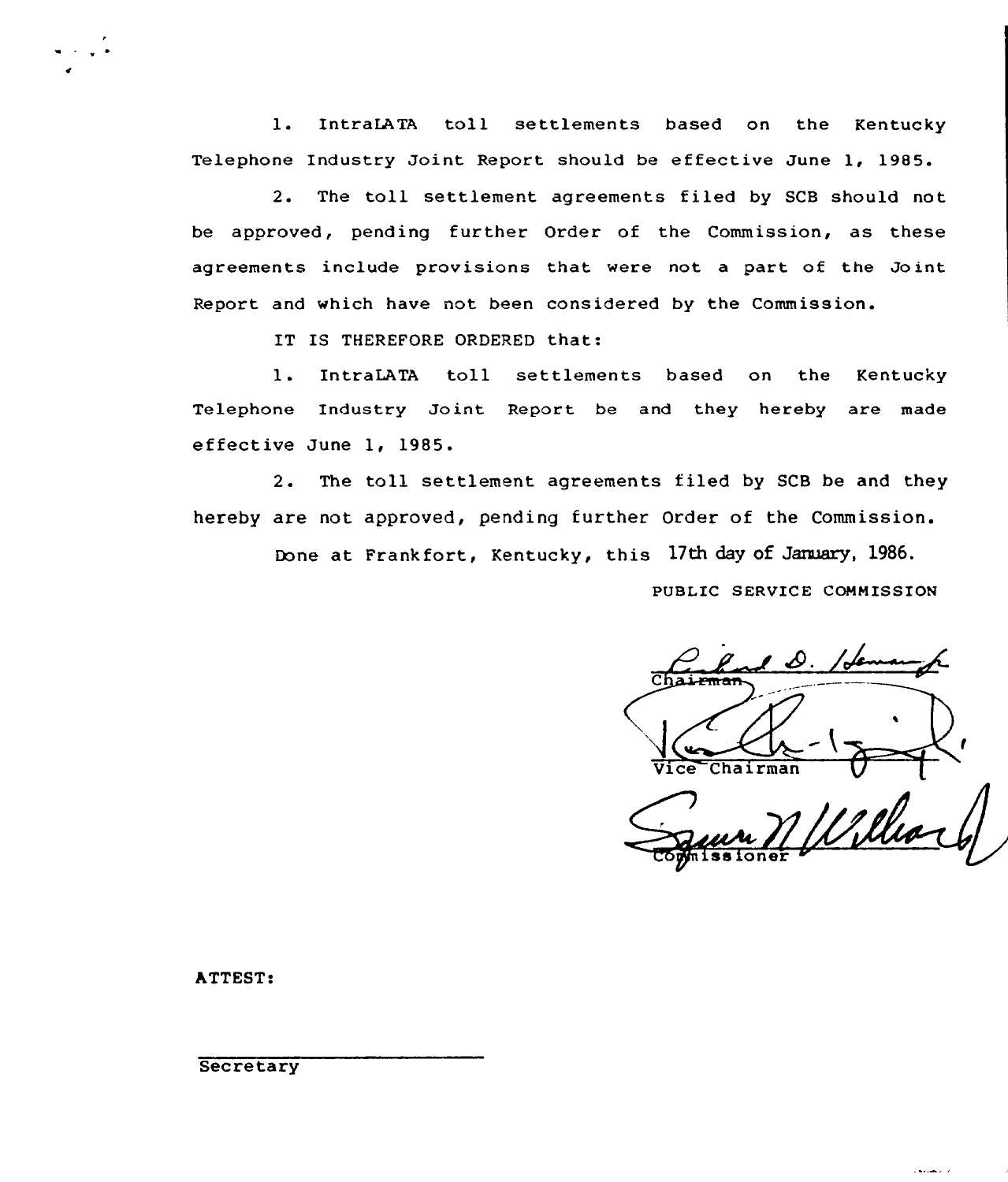1. IntraLATA toll settlements based on the Kentucky Telephone Industry Joint Report should be effective June 1, 1985.

2. The toll settlement agreements filed by SCB should not be approved, pending further Order of the Commission, as these agreements include provisions that were not a part of the Joint Report and which have not been considered by the Commission.

IT IS THEREFORE ORDERED that:

1. IntraLATA toll settlements based on the Kentucky Telephone Industry Joint Report be and they hereby are made effective June 1, 1985.

2. The toll settlement agreements filed by SCB be and they hereby are not approved, pending further Order of the Commission.

Done at Frankfort, Kentucky, this 17th day of January, 1986.

PUBLIC SERVICE COMMISSION

Chairman

Vice Chairman

Commissioner

ATTEST:

Secretary